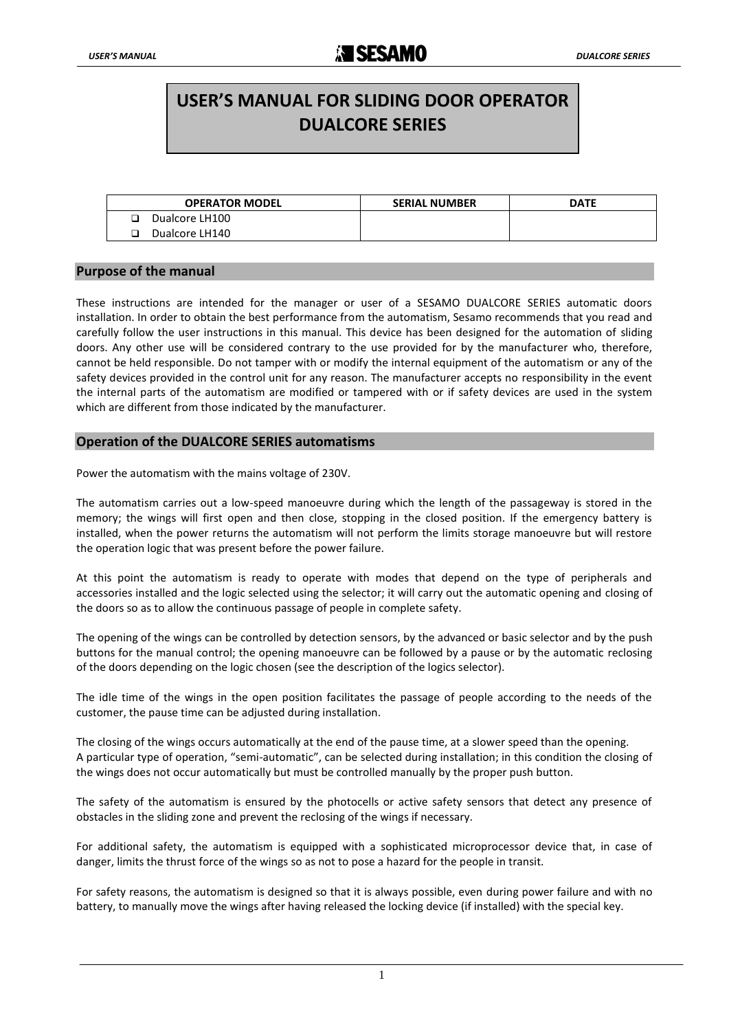# USER'S MANUAL FOR SLIDING DOOR OPERATOR DUALCORE SERIES

| OPERATOR MODEL | SERIAL NUMBER | DATE |
|---|---|---|
| ❑ Dualcore LH100<br>❑ Dualcore LH140 | | |

## Purpose of the manual

These instructions are intended for the manager or user of a SESAMO DUALCORE SERIES automatic doors installation. In order to obtain the best performance from the automatism, Sesamo recommends that you read and carefully follow the user instructions in this manual. This device has been designed for the automation of sliding doors. Any other use will be considered contrary to the use provided for by the manufacturer who, therefore, cannot be held responsible. Do not tamper with or modify the internal equipment of the automatism or any of the safety devices provided in the control unit for any reason. The manufacturer accepts no responsibility in the event the internal parts of the automatism are modified or tampered with or if safety devices are used in the system which are different from those indicated by the manufacturer.

## Operation of the DUALCORE SERIES automatisms

Power the automatism with the mains voltage of 230V.

The automatism carries out a low-speed manoeuvre during which the length of the passageway is stored in the memory; the wings will first open and then close, stopping in the closed position. If the emergency battery is installed, when the power returns the automatism will not perform the limits storage manoeuvre but will restore the operation logic that was present before the power failure.

At this point the automatism is ready to operate with modes that depend on the type of peripherals and accessories installed and the logic selected using the selector; it will carry out the automatic opening and closing of the doors so as to allow the continuous passage of people in complete safety.

The opening of the wings can be controlled by detection sensors, by the advanced or basic selector and by the push buttons for the manual control; the opening manoeuvre can be followed by a pause or by the automatic reclosing of the doors depending on the logic chosen (see the description of the logics selector).

The idle time of the wings in the open position facilitates the passage of people according to the needs of the customer, the pause time can be adjusted during installation.

The closing of the wings occurs automatically at the end of the pause time, at a slower speed than the opening.
A particular type of operation, "semi-automatic", can be selected during installation; in this condition the closing of the wings does not occur automatically but must be controlled manually by the proper push button.

The safety of the automatism is ensured by the photocells or active safety sensors that detect any presence of obstacles in the sliding zone and prevent the reclosing of the wings if necessary.

For additional safety, the automatism is equipped with a sophisticated microprocessor device that, in case of danger, limits the thrust force of the wings so as not to pose a hazard for the people in transit.

For safety reasons, the automatism is designed so that it is always possible, even during power failure and with no battery, to manually move the wings after having released the locking device (if installed) with the special key.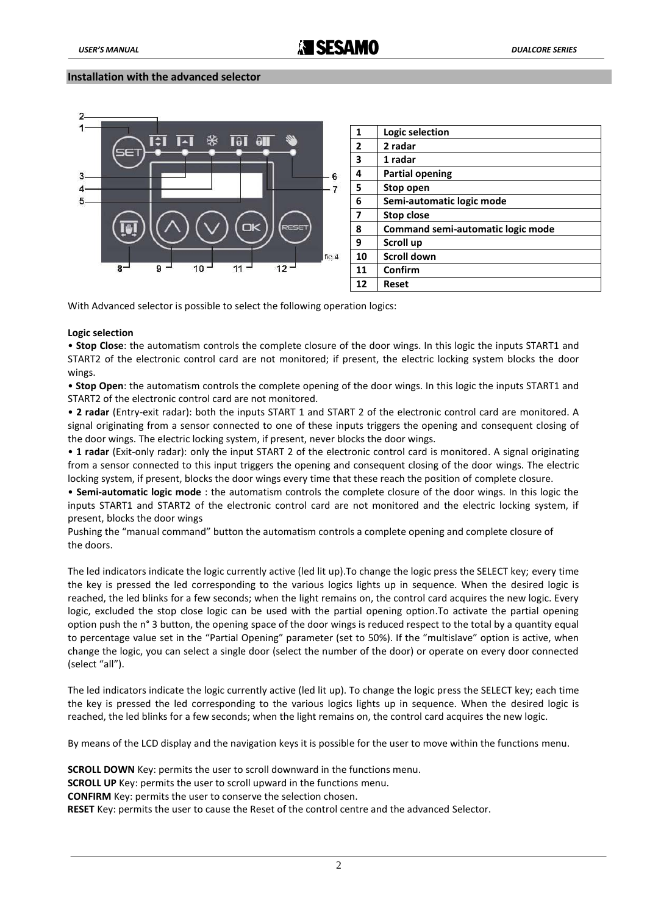## Installation with the advanced selector

| 1 | Logic selection |
|---|---|
| 2 | 2 radar |
| 3 | 1 radar |
| 4 | Partial opening |
| 5 | Stop open |
| 6 | Semi-automatic logic mode |
| 7 | Stop close |
| 8 | Command semi-automatic logic mode |
| 9 | Scroll up |
| 10 | Scroll down |
| 11 | Confirm |
| 12 | Reset |

With Advanced selector is possible to select the following operation logics:

**Logic selection**

• **Stop Close**: the automatism controls the complete closure of the door wings. In this logic the inputs START1 and START2 of the electronic control card are not monitored; if present, the electric locking system blocks the door wings.

• **Stop Open**: the automatism controls the complete opening of the door wings. In this logic the inputs START1 and START2 of the electronic control card are not monitored.

• **2 radar** (Entry-exit radar): both the inputs START 1 and START 2 of the electronic control card are monitored. A signal originating from a sensor connected to one of these inputs triggers the opening and consequent closing of the door wings. The electric locking system, if present, never blocks the door wings.

• **1 radar** (Exit-only radar): only the input START 2 of the electronic control card is monitored. A signal originating from a sensor connected to this input triggers the opening and consequent closing of the door wings. The electric locking system, if present, blocks the door wings every time that these reach the position of complete closure.

• **Semi-automatic logic mode** : the automatism controls the complete closure of the door wings. In this logic the inputs START1 and START2 of the electronic control card are not monitored and the electric locking system, if present, blocks the door wings

Pushing the "manual command" button the automatism controls a complete opening and complete closure of the doors.

The led indicators indicate the logic currently active (led lit up).To change the logic press the SELECT key; every time the key is pressed the led corresponding to the various logics lights up in sequence. When the desired logic is reached, the led blinks for a few seconds; when the light remains on, the control card acquires the new logic. Every logic, excluded the stop close logic can be used with the partial opening option.To activate the partial opening option push the n° 3 button, the opening space of the door wings is reduced respect to the total by a quantity equal to percentage value set in the "Partial Opening" parameter (set to 50%). If the "multislave" option is active, when change the logic, you can select a single door (select the number of the door) or operate on every door connected (select "all").

The led indicators indicate the logic currently active (led lit up). To change the logic press the SELECT key; each time the key is pressed the led corresponding to the various logics lights up in sequence. When the desired logic is reached, the led blinks for a few seconds; when the light remains on, the control card acquires the new logic.

By means of the LCD display and the navigation keys it is possible for the user to move within the functions menu.

**SCROLL DOWN** Key: permits the user to scroll downward in the functions menu.
**SCROLL UP** Key: permits the user to scroll upward in the functions menu.
**CONFIRM** Key: permits the user to conserve the selection chosen.
**RESET** Key: permits the user to cause the Reset of the control centre and the advanced Selector.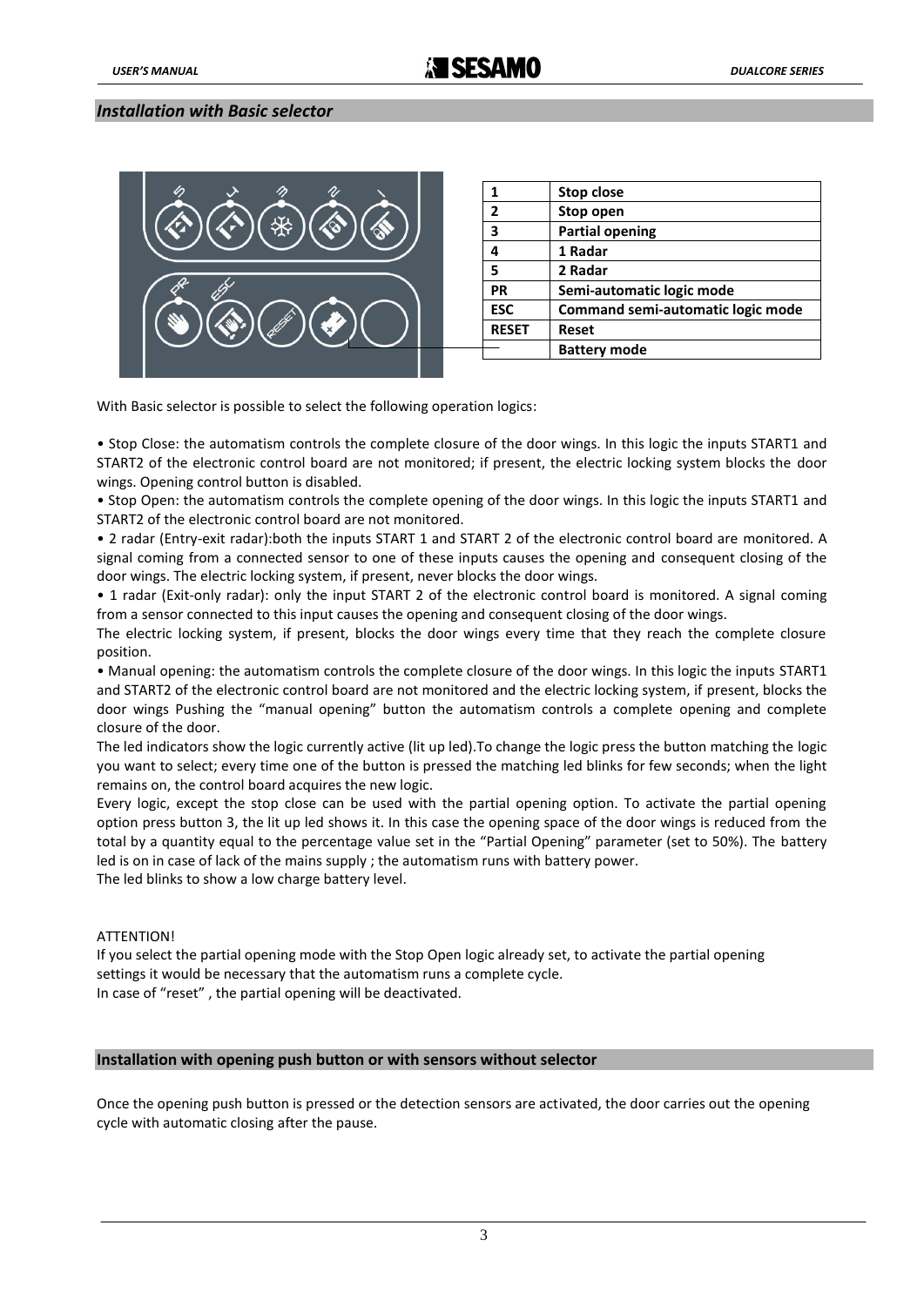## *Installation with Basic selector*

| | |
|---|---|
| **1** | **Stop close** |
| **2** | **Stop open** |
| **3** | **Partial opening** |
| **4** | **1 Radar** |
| **5** | **2 Radar** |
| **PR** | **Semi-automatic logic mode** |
| **ESC** | **Command semi-automatic logic mode** |
| **RESET** | **Reset** |
| | **Battery mode** |

With Basic selector is possible to select the following operation logics:

• Stop Close: the automatism controls the complete closure of the door wings. In this logic the inputs START1 and START2 of the electronic control board are not monitored; if present, the electric locking system blocks the door wings. Opening control button is disabled.
• Stop Open: the automatism controls the complete opening of the door wings. In this logic the inputs START1 and START2 of the electronic control board are not monitored.
• 2 radar (Entry-exit radar):both the inputs START 1 and START 2 of the electronic control board are monitored. A signal coming from a connected sensor to one of these inputs causes the opening and consequent closing of the door wings. The electric locking system, if present, never blocks the door wings.
• 1 radar (Exit-only radar): only the input START 2 of the electronic control board is monitored. A signal coming from a sensor connected to this input causes the opening and consequent closing of the door wings.
The electric locking system, if present, blocks the door wings every time that they reach the complete closure position.
• Manual opening: the automatism controls the complete closure of the door wings. In this logic the inputs START1 and START2 of the electronic control board are not monitored and the electric locking system, if present, blocks the door wings Pushing the "manual opening" button the automatism controls a complete opening and complete closure of the door.
The led indicators show the logic currently active (lit up led).To change the logic press the button matching the logic you want to select; every time one of the button is pressed the matching led blinks for few seconds; when the light remains on, the control board acquires the new logic.
Every logic, except the stop close can be used with the partial opening option. To activate the partial opening option press button 3, the lit up led shows it. In this case the opening space of the door wings is reduced from the total by a quantity equal to the percentage value set in the "Partial Opening" parameter (set to 50%). The battery led is on in case of lack of the mains supply ; the automatism runs with battery power.
The led blinks to show a low charge battery level.

ATTENTION!
If you select the partial opening mode with the Stop Open logic already set, to activate the partial opening settings it would be necessary that the automatism runs a complete cycle.
In case of "reset" , the partial opening will be deactivated.

## Installation with opening push button or with sensors without selector

Once the opening push button is pressed or the detection sensors are activated, the door carries out the opening cycle with automatic closing after the pause.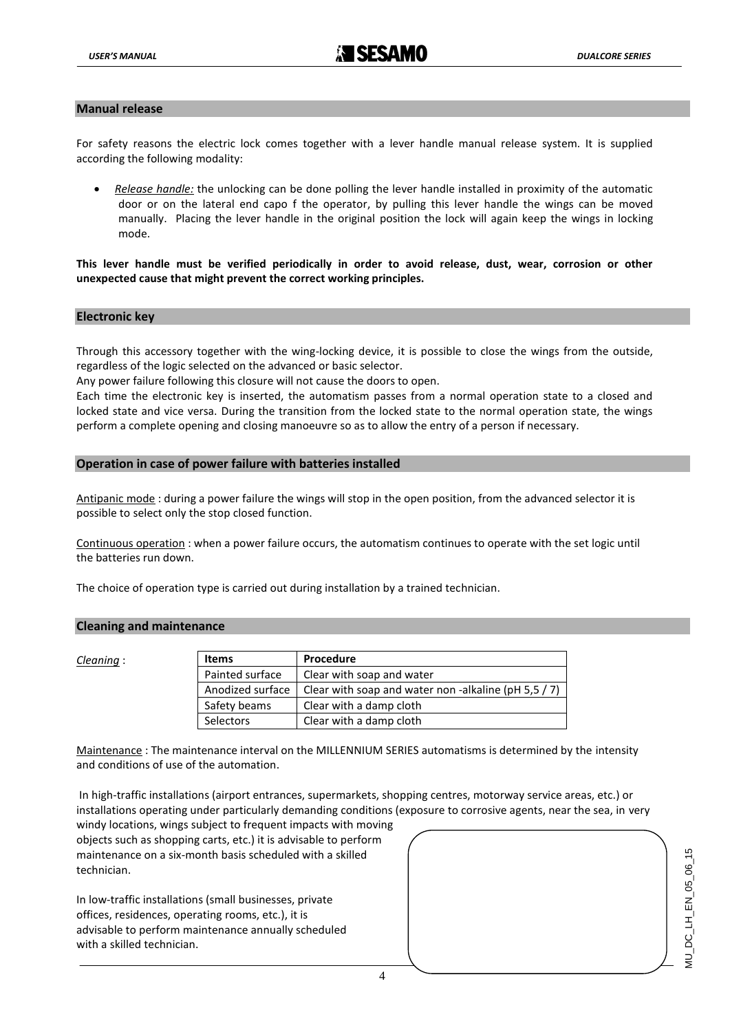## Manual release

For safety reasons the electric lock comes together with a lever handle manual release system. It is supplied according the following modality:

- *Release handle:* the unlocking can be done polling the lever handle installed in proximity of the automatic door or on the lateral end capo f the operator, by pulling this lever handle the wings can be moved manually. Placing the lever handle in the original position the lock will again keep the wings in locking mode.

**This lever handle must be verified periodically in order to avoid release, dust, wear, corrosion or other unexpected cause that might prevent the correct working principles.**

## Electronic key

Through this accessory together with the wing-locking device, it is possible to close the wings from the outside, regardless of the logic selected on the advanced or basic selector.

Any power failure following this closure will not cause the doors to open.

Each time the electronic key is inserted, the automatism passes from a normal operation state to a closed and locked state and vice versa. During the transition from the locked state to the normal operation state, the wings perform a complete opening and closing manoeuvre so as to allow the entry of a person if necessary.

## Operation in case of power failure with batteries installed

Antipanic mode : during a power failure the wings will stop in the open position, from the advanced selector it is possible to select only the stop closed function.

Continuous operation : when a power failure occurs, the automatism continues to operate with the set logic until the batteries run down.

The choice of operation type is carried out during installation by a trained technician.

## Cleaning and maintenance

*Cleaning* :

| Items | Procedure |
|---|---|
| Painted surface | Clear with soap and water |
| Anodized surface | Clear with soap and water non -alkaline (pH 5,5 / 7) |
| Safety beams | Clear with a damp cloth |
| Selectors | Clear with a damp cloth |

Maintenance : The maintenance interval on the MILLENNIUM SERIES automatisms is determined by the intensity and conditions of use of the automation.

In high-traffic installations (airport entrances, supermarkets, shopping centres, motorway service areas, etc.) or installations operating under particularly demanding conditions (exposure to corrosive agents, near the sea, in very windy locations, wings subject to frequent impacts with moving objects such as shopping carts, etc.) it is advisable to perform maintenance on a six-month basis scheduled with a skilled technician.

In low-traffic installations (small businesses, private offices, residences, operating rooms, etc.), it is advisable to perform maintenance annually scheduled with a skilled technician.